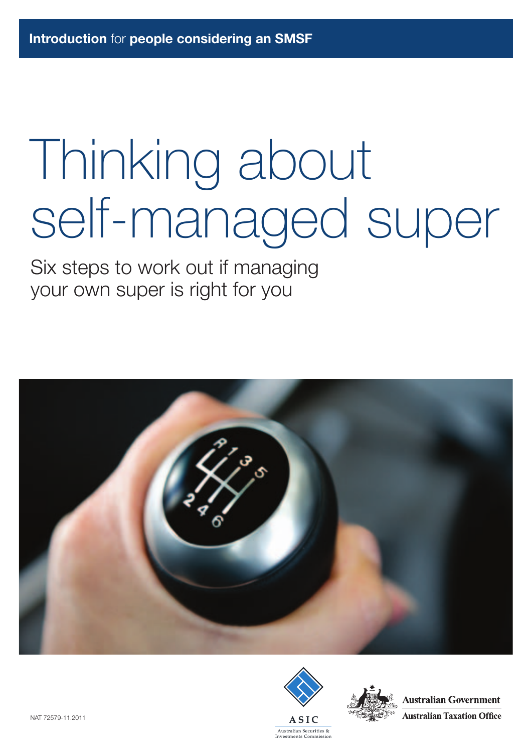**Introduction** for **people considering an SMSF**

# Thinking about self-managed super

## Six steps to work out if managing your own super is right for you

NAT 72579-11.2011

ASIC
Australian Securities & Investments Commission

Australian Government
Australian Taxation Office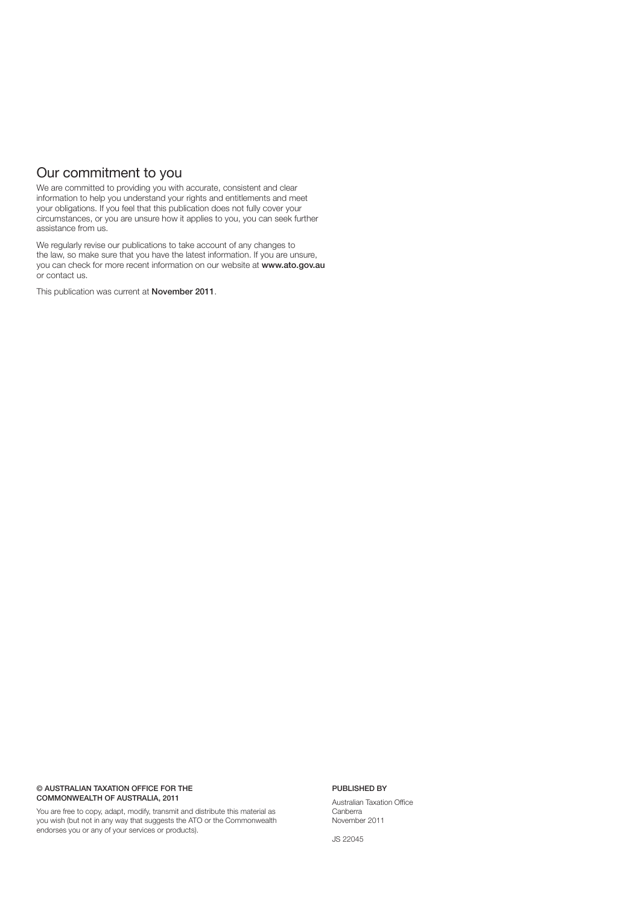## Our commitment to you

We are committed to providing you with accurate, consistent and clear information to help you understand your rights and entitlements and meet your obligations. If you feel that this publication does not fully cover your circumstances, or you are unsure how it applies to you, you can seek further assistance from us.

We regularly revise our publications to take account of any changes to the law, so make sure that you have the latest information. If you are unsure, you can check for more recent information on our website at **www.ato.gov.au** or contact us.

This publication was current at **November 2011**.

**© AUSTRALIAN TAXATION OFFICE FOR THE COMMONWEALTH OF AUSTRALIA, 2011**

You are free to copy, adapt, modify, transmit and distribute this material as you wish (but not in any way that suggests the ATO or the Commonwealth endorses you or any of your services or products).

**PUBLISHED BY**

Australian Taxation Office
Canberra
November 2011

JS 22045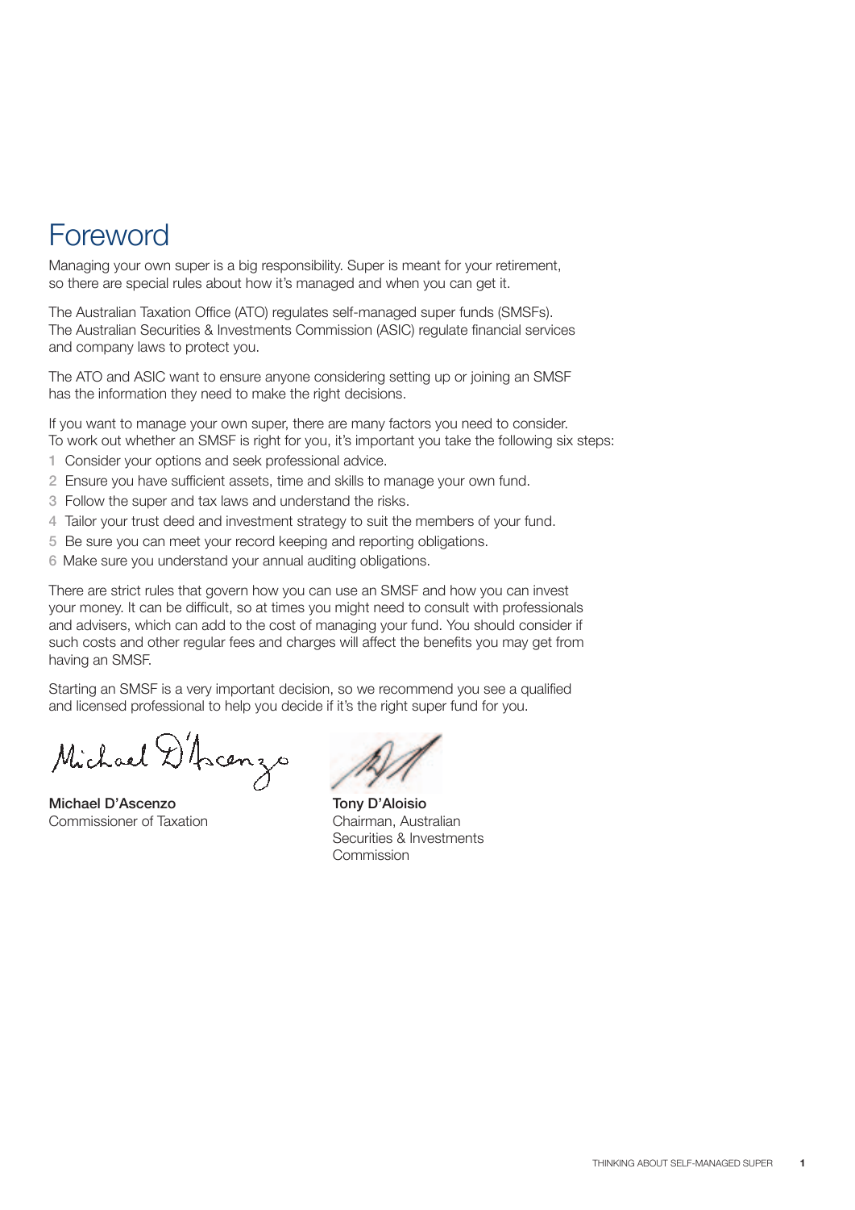# Foreword

Managing your own super is a big responsibility. Super is meant for your retirement, so there are special rules about how it's managed and when you can get it.

The Australian Taxation Office (ATO) regulates self-managed super funds (SMSFs). The Australian Securities & Investments Commission (ASIC) regulate financial services and company laws to protect you.

The ATO and ASIC want to ensure anyone considering setting up or joining an SMSF has the information they need to make the right decisions.

If you want to manage your own super, there are many factors you need to consider. To work out whether an SMSF is right for you, it's important you take the following six steps:

1. Consider your options and seek professional advice.
2. Ensure you have sufficient assets, time and skills to manage your own fund.
3. Follow the super and tax laws and understand the risks.
4. Tailor your trust deed and investment strategy to suit the members of your fund.
5. Be sure you can meet your record keeping and reporting obligations.
6. Make sure you understand your annual auditing obligations.

There are strict rules that govern how you can use an SMSF and how you can invest your money. It can be difficult, so at times you might need to consult with professionals and advisers, which can add to the cost of managing your fund. You should consider if such costs and other regular fees and charges will affect the benefits you may get from having an SMSF.

Starting an SMSF is a very important decision, so we recommend you see a qualified and licensed professional to help you decide if it's the right super fund for you.

Michael D'Ascenzo

**Michael D'Ascenzo**
Commissioner of Taxation

**Tony D'Aloisio**
Chairman, Australian Securities & Investments Commission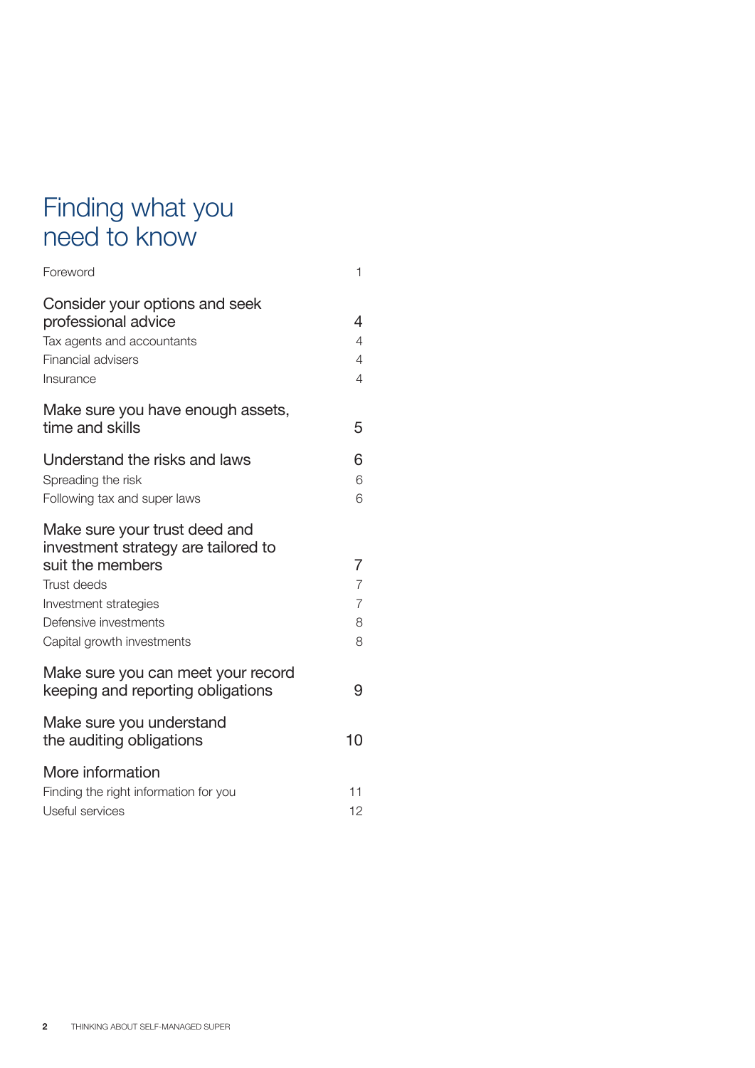# Finding what you need to know

| | |
|---|---|
| Foreword | 1 |
| **Consider your options and seek professional advice** | **4** |
| Tax agents and accountants | 4 |
| Financial advisers | 4 |
| Insurance | 4 |
| **Make sure you have enough assets, time and skills** | **5** |
| **Understand the risks and laws** | **6** |
| Spreading the risk | 6 |
| Following tax and super laws | 6 |
| **Make sure your trust deed and investment strategy are tailored to suit the members** | **7** |
| Trust deeds | 7 |
| Investment strategies | 7 |
| Defensive investments | 8 |
| Capital growth investments | 8 |
| **Make sure you can meet your record keeping and reporting obligations** | **9** |
| **Make sure you understand the auditing obligations** | **10** |
| **More information** | |
| Finding the right information for you | 11 |
| Useful services | 12 |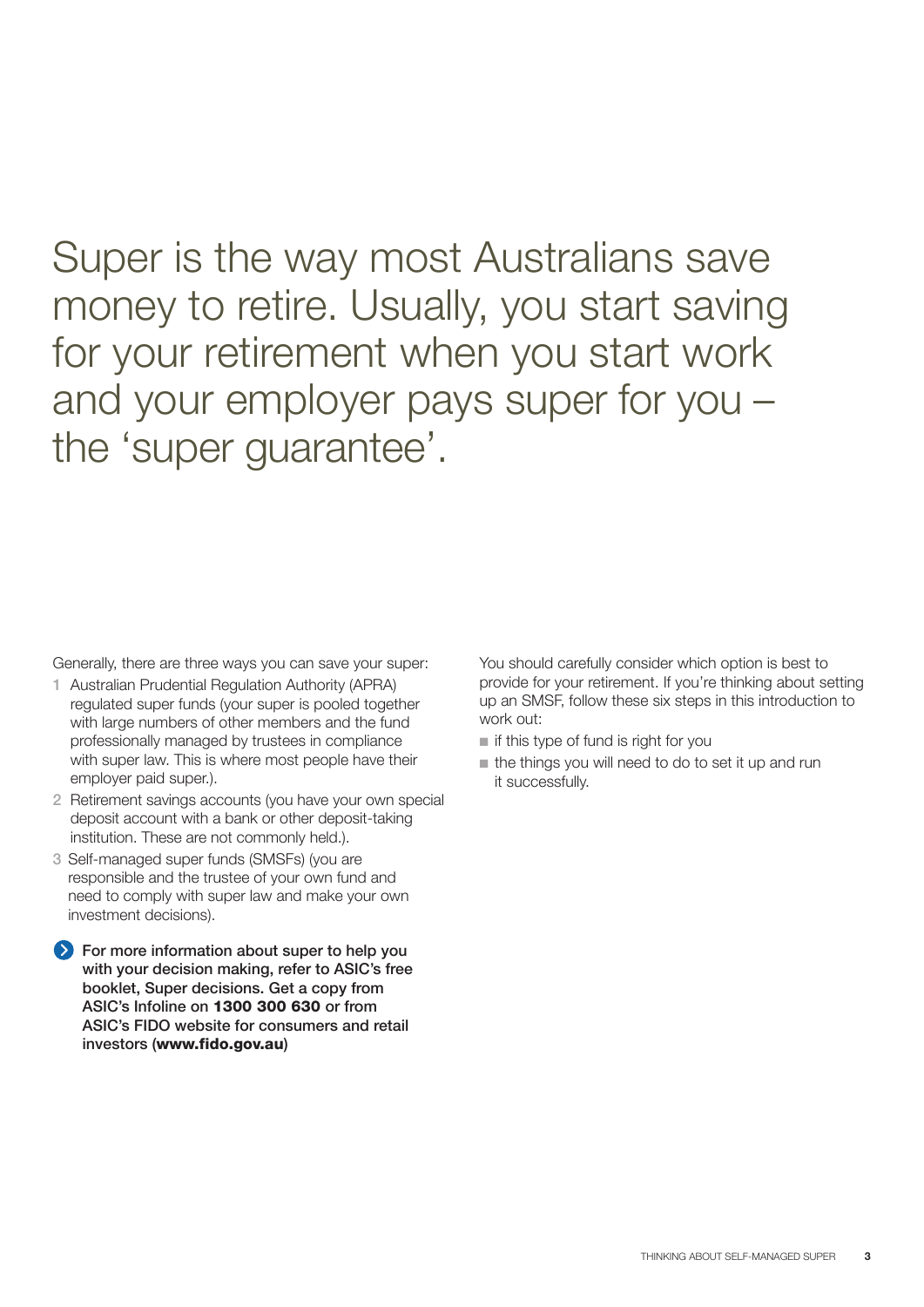# Super is the way most Australians save money to retire. Usually, you start saving for your retirement when you start work and your employer pays super for you – the 'super guarantee'.

Generally, there are three ways you can save your super:

1. Australian Prudential Regulation Authority (APRA) regulated super funds (your super is pooled together with large numbers of other members and the fund professionally managed by trustees in compliance with super law. This is where most people have their employer paid super.).
2. Retirement savings accounts (you have your own special deposit account with a bank or other deposit-taking institution. These are not commonly held.).
3. Self-managed super funds (SMSFs) (you are responsible and the trustee of your own fund and need to comply with super law and make your own investment decisions).

**For more information about super to help you with your decision making, refer to ASIC's free booklet, Super decisions. Get a copy from ASIC's Infoline on 1300 300 630 or from ASIC's FIDO website for consumers and retail investors (www.fido.gov.au)**

You should carefully consider which option is best to provide for your retirement. If you're thinking about setting up an SMSF, follow these six steps in this introduction to work out:

- if this type of fund is right for you
- the things you will need to do to set it up and run it successfully.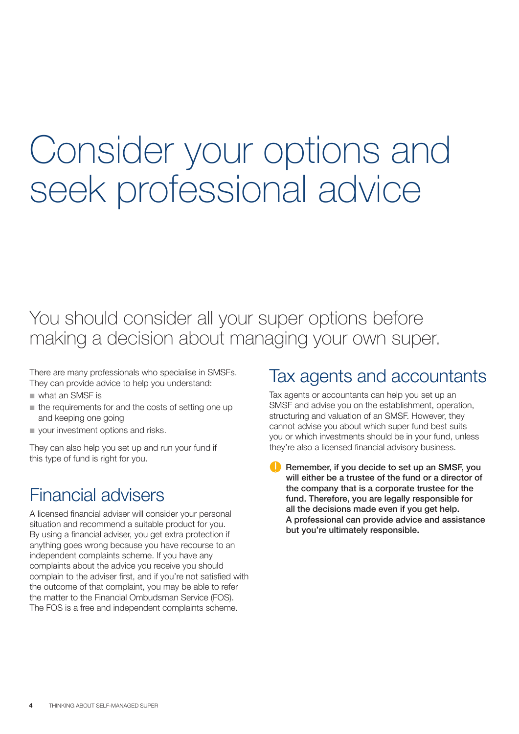# Consider your options and seek professional advice

## You should consider all your super options before making a decision about managing your own super.

There are many professionals who specialise in SMSFs. They can provide advice to help you understand:

- what an SMSF is
- the requirements for and the costs of setting one up and keeping one going
- your investment options and risks.

They can also help you set up and run your fund if this type of fund is right for you.

## Financial advisers

A licensed financial adviser will consider your personal situation and recommend a suitable product for you. By using a financial adviser, you get extra protection if anything goes wrong because you have recourse to an independent complaints scheme. If you have any complaints about the advice you receive you should complain to the adviser first, and if you're not satisfied with the outcome of that complaint, you may be able to refer the matter to the Financial Ombudsman Service (FOS). The FOS is a free and independent complaints scheme.

## Tax agents and accountants

Tax agents or accountants can help you set up an SMSF and advise you on the establishment, operation, structuring and valuation of an SMSF. However, they cannot advise you about which super fund best suits you or which investments should be in your fund, unless they're also a licensed financial advisory business.

**Remember, if you decide to set up an SMSF, you will either be a trustee of the fund or a director of the company that is a corporate trustee for the fund. Therefore, you are legally responsible for all the decisions made even if you get help. A professional can provide advice and assistance but you're ultimately responsible.**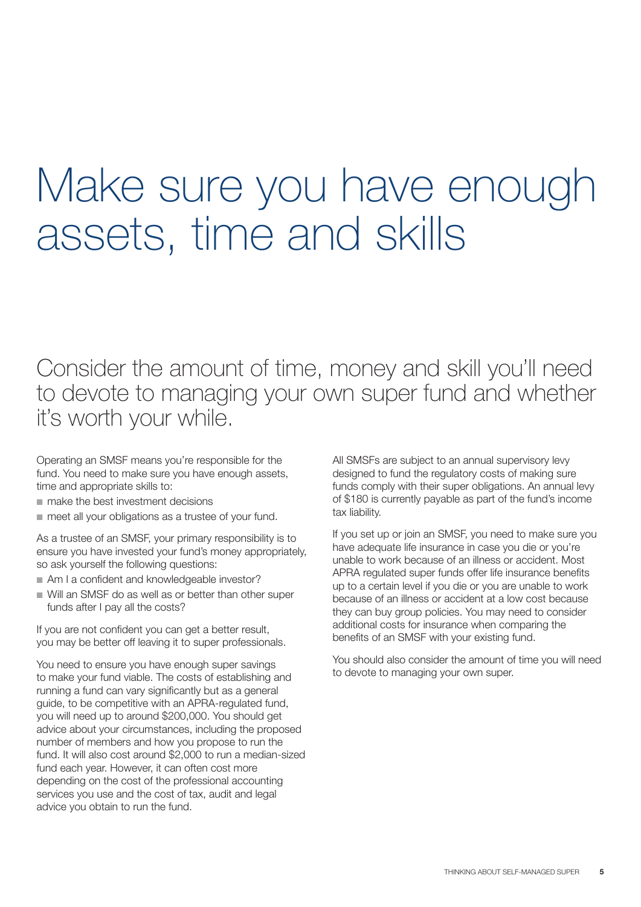# Make sure you have enough assets, time and skills

## Consider the amount of time, money and skill you'll need to devote to managing your own super fund and whether it's worth your while.

Operating an SMSF means you're responsible for the fund. You need to make sure you have enough assets, time and appropriate skills to:

- make the best investment decisions
- meet all your obligations as a trustee of your fund.

As a trustee of an SMSF, your primary responsibility is to ensure you have invested your fund's money appropriately, so ask yourself the following questions:

- Am I a confident and knowledgeable investor?
- Will an SMSF do as well as or better than other super funds after I pay all the costs?

If you are not confident you can get a better result, you may be better off leaving it to super professionals.

You need to ensure you have enough super savings to make your fund viable. The costs of establishing and running a fund can vary significantly but as a general guide, to be competitive with an APRA-regulated fund, you will need up to around $200,000. You should get advice about your circumstances, including the proposed number of members and how you propose to run the fund. It will also cost around $2,000 to run a median-sized fund each year. However, it can often cost more depending on the cost of the professional accounting services you use and the cost of tax, audit and legal advice you obtain to run the fund.

All SMSFs are subject to an annual supervisory levy designed to fund the regulatory costs of making sure funds comply with their super obligations. An annual levy of $180 is currently payable as part of the fund's income tax liability.

If you set up or join an SMSF, you need to make sure you have adequate life insurance in case you die or you're unable to work because of an illness or accident. Most APRA regulated super funds offer life insurance benefits up to a certain level if you die or you are unable to work because of an illness or accident at a low cost because they can buy group policies. You may need to consider additional costs for insurance when comparing the benefits of an SMSF with your existing fund.

You should also consider the amount of time you will need to devote to managing your own super.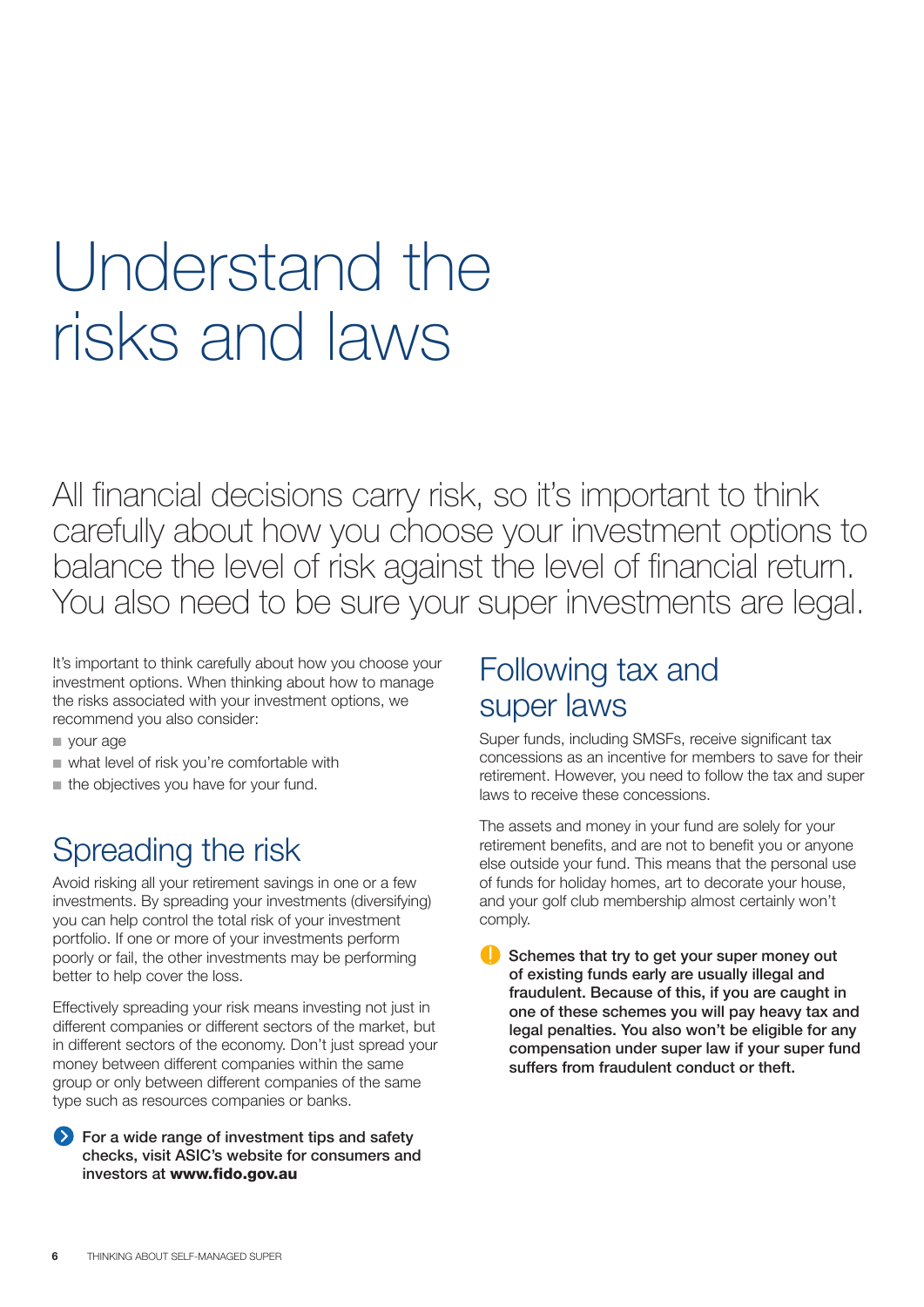# Understand the risks and laws

All financial decisions carry risk, so it's important to think carefully about how you choose your investment options to balance the level of risk against the level of financial return. You also need to be sure your super investments are legal.

It's important to think carefully about how you choose your investment options. When thinking about how to manage the risks associated with your investment options, we recommend you also consider:

- your age
- what level of risk you're comfortable with
- the objectives you have for your fund.

## Spreading the risk

Avoid risking all your retirement savings in one or a few investments. By spreading your investments (diversifying) you can help control the total risk of your investment portfolio. If one or more of your investments perform poorly or fail, the other investments may be performing better to help cover the loss.

Effectively spreading your risk means investing not just in different companies or different sectors of the market, but in different sectors of the economy. Don't just spread your money between different companies within the same group or only between different companies of the same type such as resources companies or banks.

**For a wide range of investment tips and safety checks, visit ASIC's website for consumers and investors at www.fido.gov.au**

## Following tax and super laws

Super funds, including SMSFs, receive significant tax concessions as an incentive for members to save for their retirement. However, you need to follow the tax and super laws to receive these concessions.

The assets and money in your fund are solely for your retirement benefits, and are not to benefit you or anyone else outside your fund. This means that the personal use of funds for holiday homes, art to decorate your house, and your golf club membership almost certainly won't comply.

**Schemes that try to get your super money out of existing funds early are usually illegal and fraudulent. Because of this, if you are caught in one of these schemes you will pay heavy tax and legal penalties. You also won't be eligible for any compensation under super law if your super fund suffers from fraudulent conduct or theft.**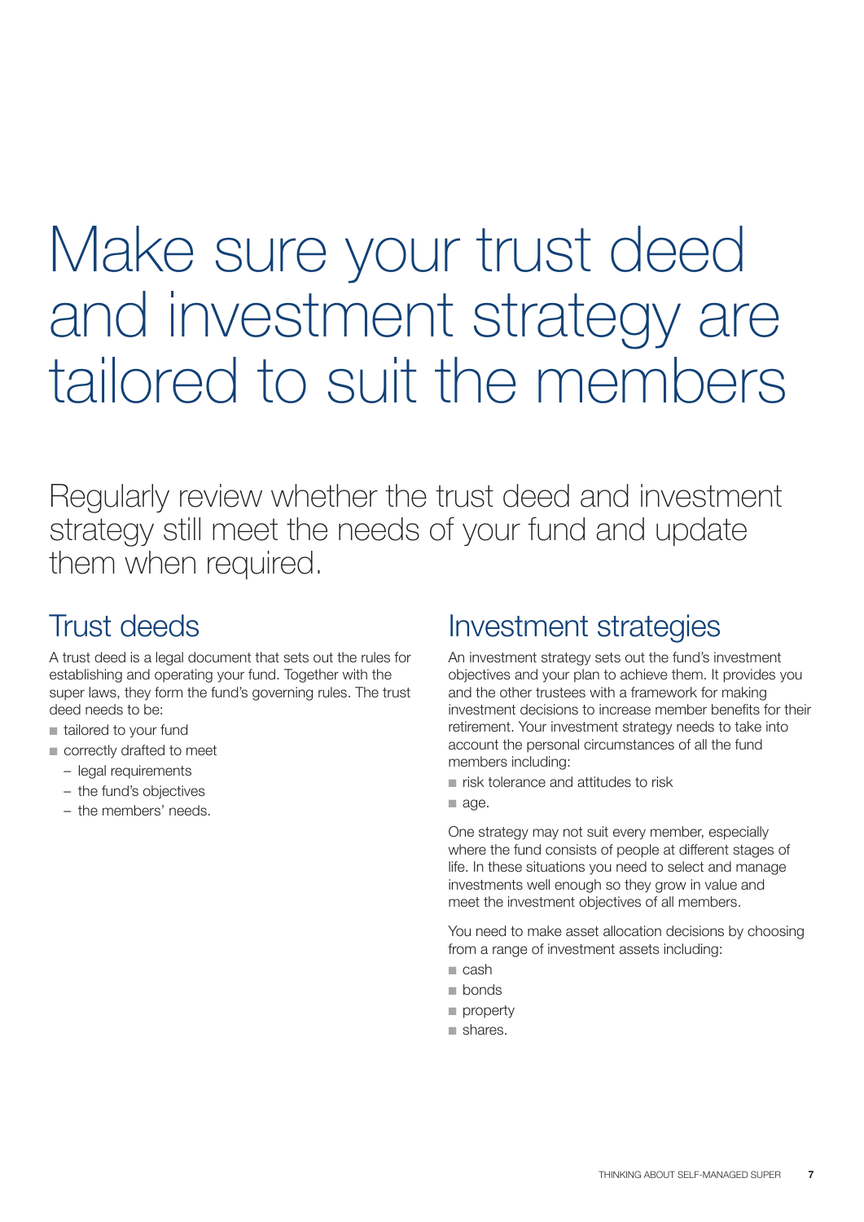# Make sure your trust deed and investment strategy are tailored to suit the members

Regularly review whether the trust deed and investment strategy still meet the needs of your fund and update them when required.

## Trust deeds

A trust deed is a legal document that sets out the rules for establishing and operating your fund. Together with the super laws, they form the fund's governing rules. The trust deed needs to be:

- tailored to your fund
- correctly drafted to meet
  - legal requirements
  - the fund's objectives
  - the members' needs.

## Investment strategies

An investment strategy sets out the fund's investment objectives and your plan to achieve them. It provides you and the other trustees with a framework for making investment decisions to increase member benefits for their retirement. Your investment strategy needs to take into account the personal circumstances of all the fund members including:

- risk tolerance and attitudes to risk
- age.

One strategy may not suit every member, especially where the fund consists of people at different stages of life. In these situations you need to select and manage investments well enough so they grow in value and meet the investment objectives of all members.

You need to make asset allocation decisions by choosing from a range of investment assets including:

- cash
- bonds
- property
- shares.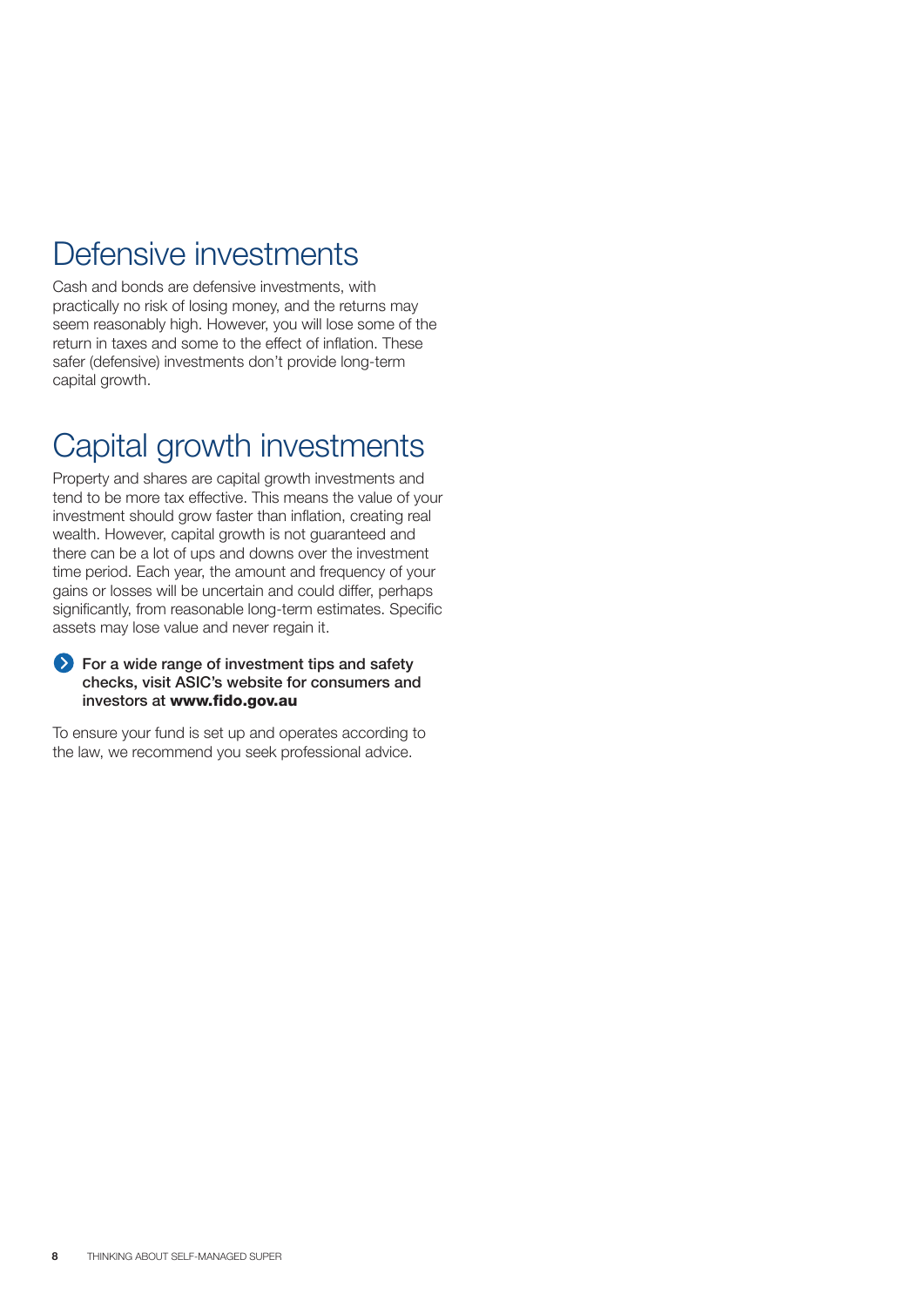## Defensive investments

Cash and bonds are defensive investments, with practically no risk of losing money, and the returns may seem reasonably high. However, you will lose some of the return in taxes and some to the effect of inflation. These safer (defensive) investments don't provide long-term capital growth.

## Capital growth investments

Property and shares are capital growth investments and tend to be more tax effective. This means the value of your investment should grow faster than inflation, creating real wealth. However, capital growth is not guaranteed and there can be a lot of ups and downs over the investment time period. Each year, the amount and frequency of your gains or losses will be uncertain and could differ, perhaps significantly, from reasonable long-term estimates. Specific assets may lose value and never regain it.

**For a wide range of investment tips and safety checks, visit ASIC's website for consumers and investors at www.fido.gov.au**

To ensure your fund is set up and operates according to the law, we recommend you seek professional advice.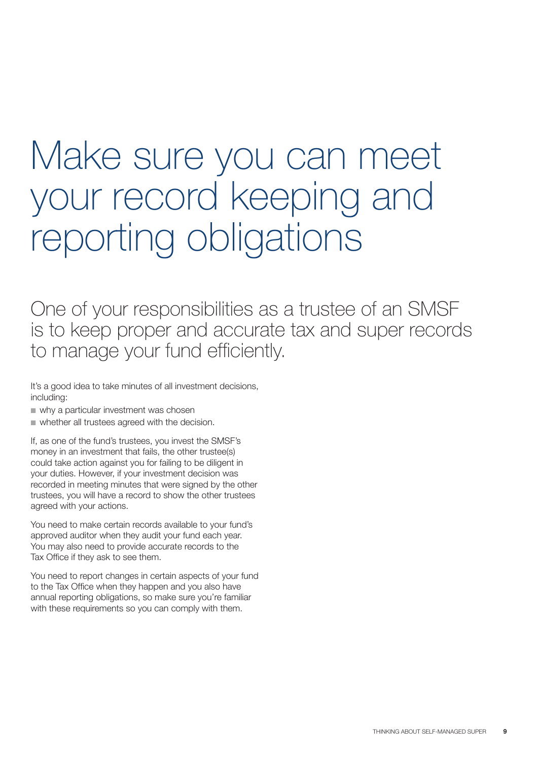# Make sure you can meet your record keeping and reporting obligations

## One of your responsibilities as a trustee of an SMSF is to keep proper and accurate tax and super records to manage your fund efficiently.

It's a good idea to take minutes of all investment decisions, including:

- why a particular investment was chosen
- whether all trustees agreed with the decision.

If, as one of the fund's trustees, you invest the SMSF's money in an investment that fails, the other trustee(s) could take action against you for failing to be diligent in your duties. However, if your investment decision was recorded in meeting minutes that were signed by the other trustees, you will have a record to show the other trustees agreed with your actions.

You need to make certain records available to your fund's approved auditor when they audit your fund each year. You may also need to provide accurate records to the Tax Office if they ask to see them.

You need to report changes in certain aspects of your fund to the Tax Office when they happen and you also have annual reporting obligations, so make sure you're familiar with these requirements so you can comply with them.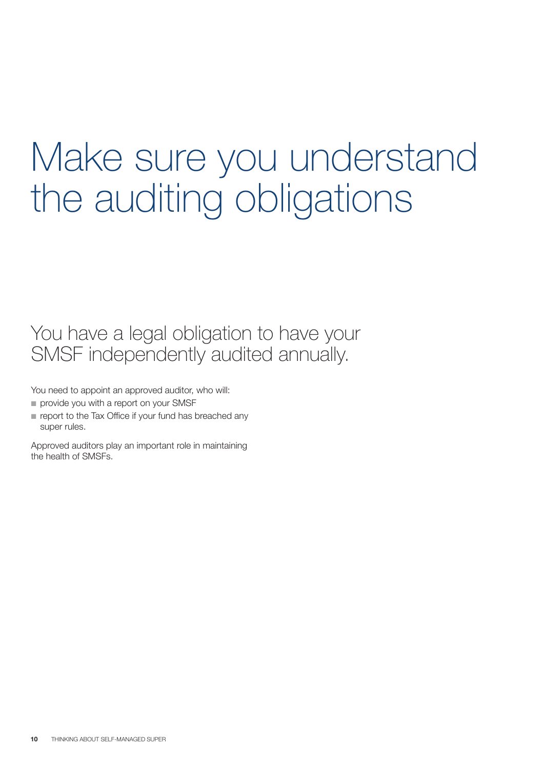# Make sure you understand the auditing obligations

## You have a legal obligation to have your SMSF independently audited annually.

You need to appoint an approved auditor, who will:

- provide you with a report on your SMSF
- report to the Tax Office if your fund has breached any super rules.

Approved auditors play an important role in maintaining the health of SMSFs.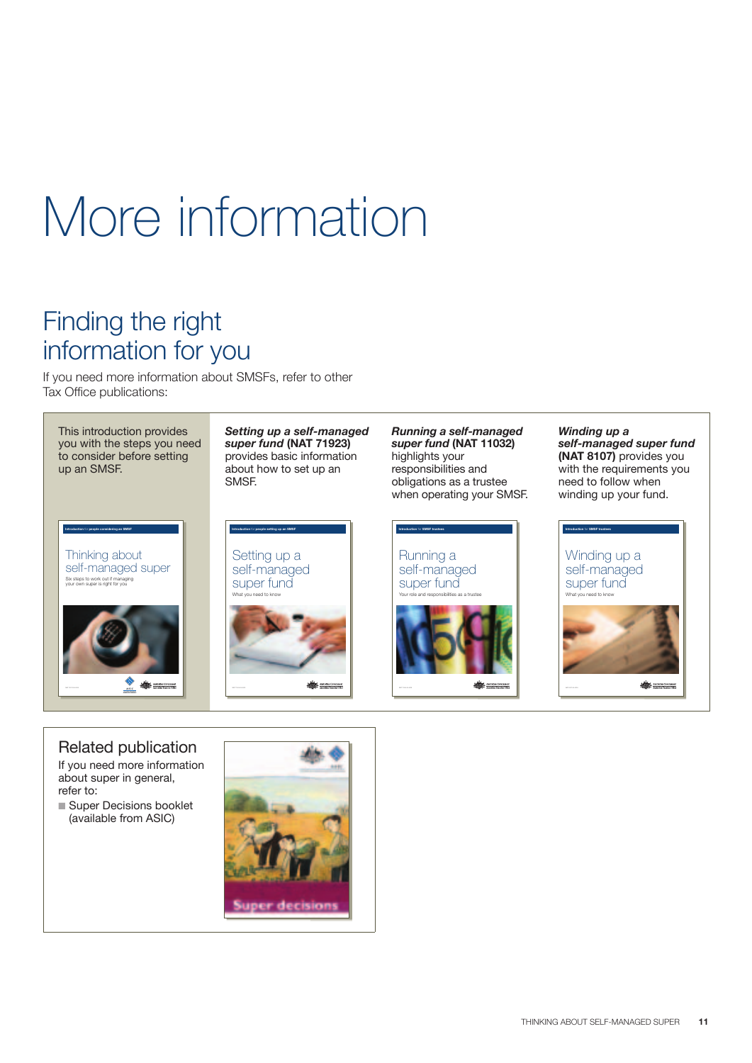# More information

## Finding the right information for you

If you need more information about SMSFs, refer to other Tax Office publications:

This introduction provides you with the steps you need to consider before setting up an SMSF.

***Setting up a self-managed super fund*** **(NAT 71923)** provides basic information about how to set up an SMSF.

***Running a self-managed super fund*** **(NAT 11032)** highlights your responsibilities and obligations as a trustee when operating your SMSF.

***Winding up a self-managed super fund*** **(NAT 8107)** provides you with the requirements you need to follow when winding up your fund.

### Related publication

If you need more information about super in general, refer to:

- Super Decisions booklet (available from ASIC)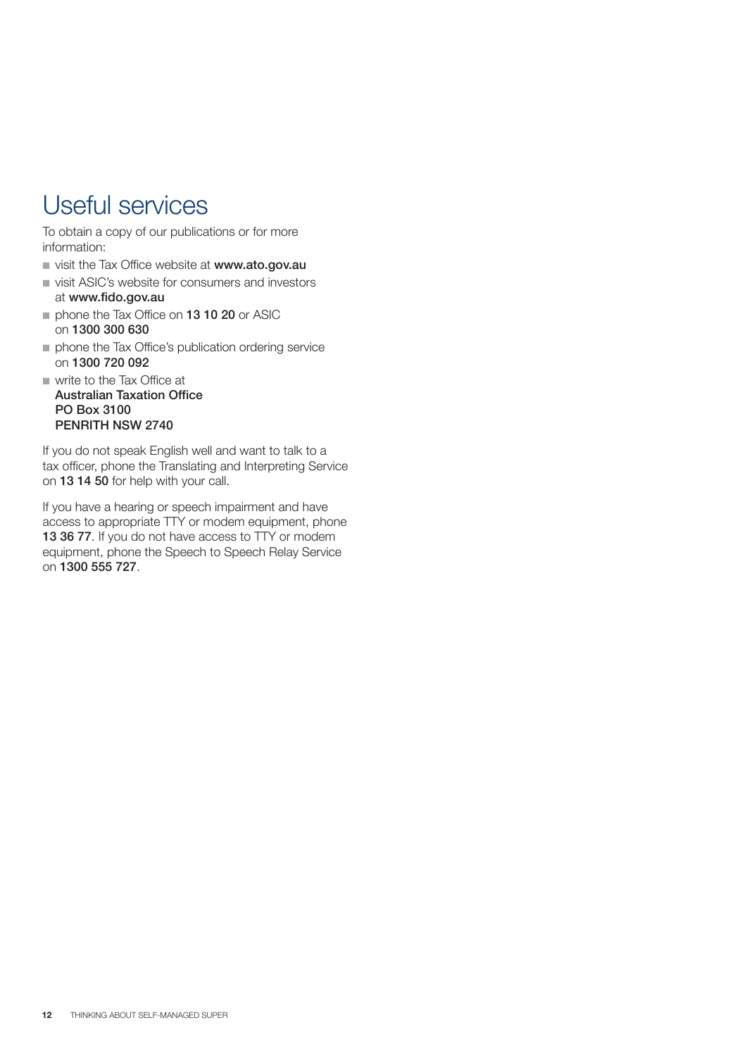# Useful services

To obtain a copy of our publications or for more information:

- visit the Tax Office website at **www.ato.gov.au**
- visit ASIC's website for consumers and investors at **www.fido.gov.au**
- phone the Tax Office on **13 10 20** or ASIC on **1300 300 630**
- phone the Tax Office's publication ordering service on **1300 720 092**
- write to the Tax Office at
  **Australian Taxation Office**
  **PO Box 3100**
  **PENRITH NSW 2740**

If you do not speak English well and want to talk to a tax officer, phone the Translating and Interpreting Service on **13 14 50** for help with your call.

If you have a hearing or speech impairment and have access to appropriate TTY or modem equipment, phone **13 36 77**. If you do not have access to TTY or modem equipment, phone the Speech to Speech Relay Service on **1300 555 727**.